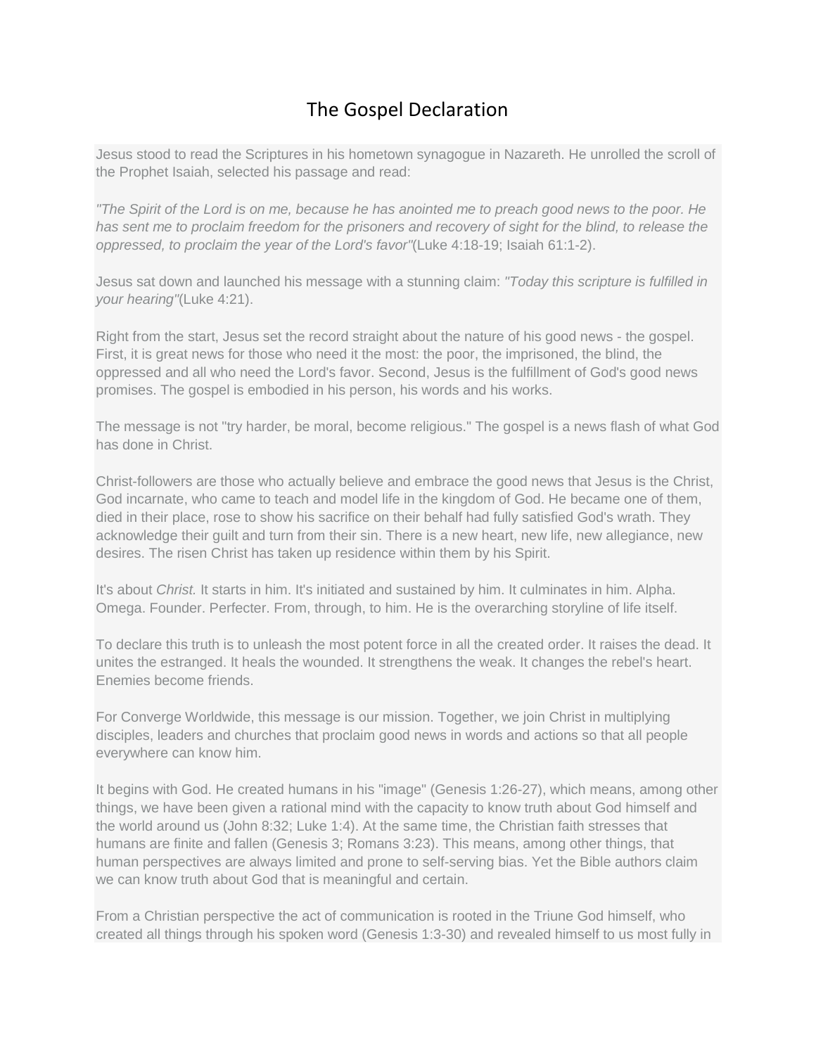# The Gospel Declaration

Jesus stood to read the Scriptures in his hometown synagogue in Nazareth. He unrolled the scroll of the Prophet Isaiah, selected his passage and read:

*"The Spirit of the Lord is on me, because he has anointed me to preach good news to the poor. He has sent me to proclaim freedom for the prisoners and recovery of sight for the blind, to release the oppressed, to proclaim the year of the Lord's favor"*(Luke 4:18-19; Isaiah 61:1-2).

Jesus sat down and launched his message with a stunning claim: *"Today this scripture is fulfilled in your hearing"*(Luke 4:21).

Right from the start, Jesus set the record straight about the nature of his good news - the gospel. First, it is great news for those who need it the most: the poor, the imprisoned, the blind, the oppressed and all who need the Lord's favor. Second, Jesus is the fulfillment of God's good news promises. The gospel is embodied in his person, his words and his works.

The message is not "try harder, be moral, become religious." The gospel is a news flash of what God has done in Christ.

Christ-followers are those who actually believe and embrace the good news that Jesus is the Christ, God incarnate, who came to teach and model life in the kingdom of God. He became one of them, died in their place, rose to show his sacrifice on their behalf had fully satisfied God's wrath. They acknowledge their guilt and turn from their sin. There is a new heart, new life, new allegiance, new desires. The risen Christ has taken up residence within them by his Spirit.

It's about *Christ.* It starts in him. It's initiated and sustained by him. It culminates in him. Alpha. Omega. Founder. Perfecter. From, through, to him. He is the overarching storyline of life itself.

To declare this truth is to unleash the most potent force in all the created order. It raises the dead. It unites the estranged. It heals the wounded. It strengthens the weak. It changes the rebel's heart. Enemies become friends.

For Converge Worldwide, this message is our mission. Together, we join Christ in multiplying disciples, leaders and churches that proclaim good news in words and actions so that all people everywhere can know him.

It begins with God. He created humans in his "image" (Genesis 1:26-27), which means, among other things, we have been given a rational mind with the capacity to know truth about God himself and the world around us (John 8:32; Luke 1:4). At the same time, the Christian faith stresses that humans are finite and fallen (Genesis 3; Romans 3:23). This means, among other things, that human perspectives are always limited and prone to self-serving bias. Yet the Bible authors claim we can know truth about God that is meaningful and certain.

From a Christian perspective the act of communication is rooted in the Triune God himself, who created all things through his spoken word (Genesis 1:3-30) and revealed himself to us most fully in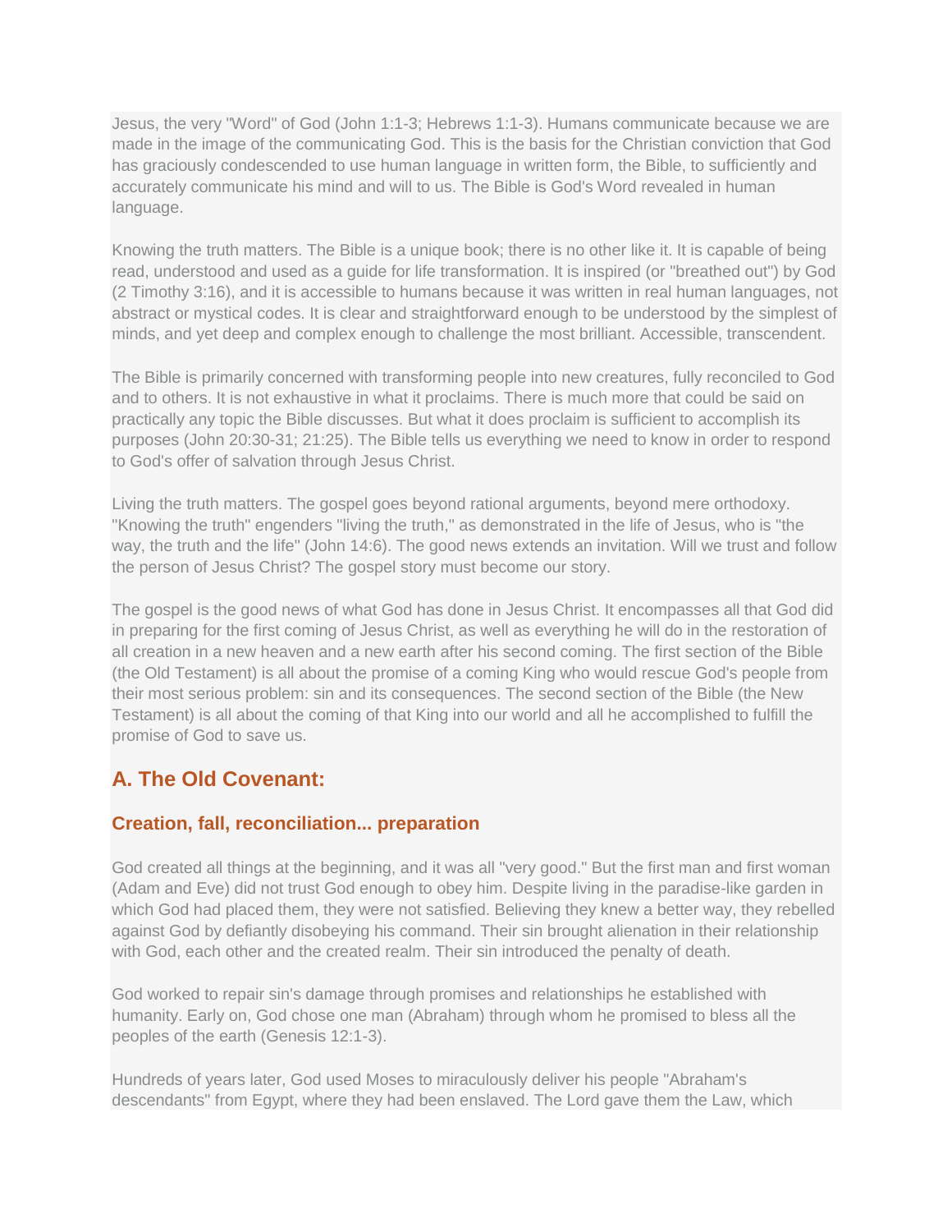Jesus, the very "Word" of God (John 1:1-3; Hebrews 1:1-3). Humans communicate because we are made in the image of the communicating God. This is the basis for the Christian conviction that God has graciously condescended to use human language in written form, the Bible, to sufficiently and accurately communicate his mind and will to us. The Bible is God's Word revealed in human language.

Knowing the truth matters. The Bible is a unique book; there is no other like it. It is capable of being read, understood and used as a guide for life transformation. It is inspired (or "breathed out") by God (2 Timothy 3:16), and it is accessible to humans because it was written in real human languages, not abstract or mystical codes. It is clear and straightforward enough to be understood by the simplest of minds, and yet deep and complex enough to challenge the most brilliant. Accessible, transcendent.

The Bible is primarily concerned with transforming people into new creatures, fully reconciled to God and to others. It is not exhaustive in what it proclaims. There is much more that could be said on practically any topic the Bible discusses. But what it does proclaim is sufficient to accomplish its purposes (John 20:30-31; 21:25). The Bible tells us everything we need to know in order to respond to God's offer of salvation through Jesus Christ.

Living the truth matters. The gospel goes beyond rational arguments, beyond mere orthodoxy. "Knowing the truth" engenders "living the truth," as demonstrated in the life of Jesus, who is "the way, the truth and the life" (John 14:6). The good news extends an invitation. Will we trust and follow the person of Jesus Christ? The gospel story must become our story.

The gospel is the good news of what God has done in Jesus Christ. It encompasses all that God did in preparing for the first coming of Jesus Christ, as well as everything he will do in the restoration of all creation in a new heaven and a new earth after his second coming. The first section of the Bible (the Old Testament) is all about the promise of a coming King who would rescue God's people from their most serious problem: sin and its consequences. The second section of the Bible (the New Testament) is all about the coming of that King into our world and all he accomplished to fulfill the promise of God to save us.

## A. The Old Covenant:

### Creation, fall, reconciliation... preparation

God created all things at the beginning, and it was all "very good." But the first man and first woman (Adam and Eve) did not trust God enough to obey him. Despite living in the paradise-like garden in which God had placed them, they were not satisfied. Believing they knew a better way, they rebelled against God by defiantly disobeying his command. Their sin brought alienation in their relationship with God, each other and the created realm. Their sin introduced the penalty of death.

God worked to repair sin's damage through promises and relationships he established with humanity. Early on, God chose one man (Abraham) through whom he promised to bless all the peoples of the earth (Genesis 12:1-3).

Hundreds of years later, God used Moses to miraculously deliver his people "Abraham's descendants" from Egypt, where they had been enslaved. The Lord gave them the Law, which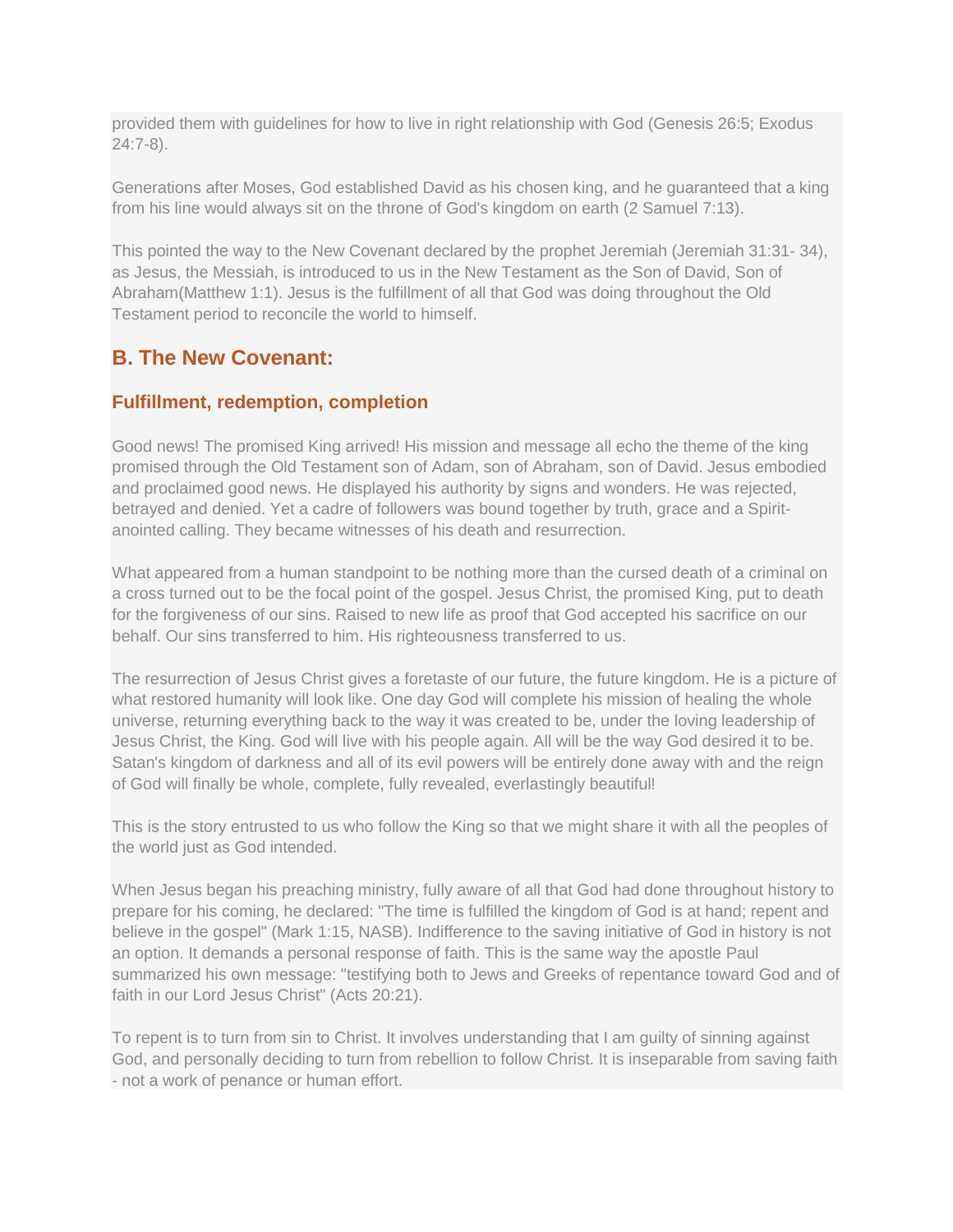provided them with guidelines for how to live in right relationship with God (Genesis 26:5; Exodus 24:7-8).

Generations after Moses, God established David as his chosen king, and he guaranteed that a king from his line would always sit on the throne of God's kingdom on earth (2 Samuel 7:13).

This pointed the way to the New Covenant declared by the prophet Jeremiah (Jeremiah 31:31- 34), as Jesus, the Messiah, is introduced to us in the New Testament as the Son of David, Son of Abraham(Matthew 1:1). Jesus is the fulfillment of all that God was doing throughout the Old Testament period to reconcile the world to himself.

## B. The New Covenant:

### Fulfillment, redemption, completion

Good news! The promised King arrived! His mission and message all echo the theme of the king promised through the Old Testament son of Adam, son of Abraham, son of David. Jesus embodied and proclaimed good news. He displayed his authority by signs and wonders. He was rejected, betrayed and denied. Yet a cadre of followers was bound together by truth, grace and a Spirit-anointed calling. They became witnesses of his death and resurrection.

What appeared from a human standpoint to be nothing more than the cursed death of a criminal on a cross turned out to be the focal point of the gospel. Jesus Christ, the promised King, put to death for the forgiveness of our sins. Raised to new life as proof that God accepted his sacrifice on our behalf. Our sins transferred to him. His righteousness transferred to us.

The resurrection of Jesus Christ gives a foretaste of our future, the future kingdom. He is a picture of what restored humanity will look like. One day God will complete his mission of healing the whole universe, returning everything back to the way it was created to be, under the loving leadership of Jesus Christ, the King. God will live with his people again. All will be the way God desired it to be. Satan's kingdom of darkness and all of its evil powers will be entirely done away with and the reign of God will finally be whole, complete, fully revealed, everlastingly beautiful!

This is the story entrusted to us who follow the King so that we might share it with all the peoples of the world just as God intended.

When Jesus began his preaching ministry, fully aware of all that God had done throughout history to prepare for his coming, he declared: "The time is fulfilled the kingdom of God is at hand; repent and believe in the gospel" (Mark 1:15, NASB). Indifference to the saving initiative of God in history is not an option. It demands a personal response of faith. This is the same way the apostle Paul summarized his own message: "testifying both to Jews and Greeks of repentance toward God and of faith in our Lord Jesus Christ" (Acts 20:21).

To repent is to turn from sin to Christ. It involves understanding that I am guilty of sinning against God, and personally deciding to turn from rebellion to follow Christ. It is inseparable from saving faith - not a work of penance or human effort.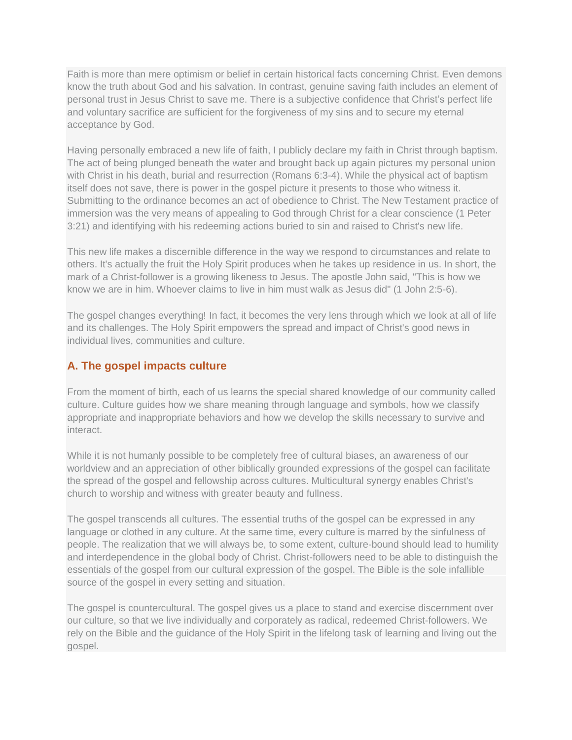Faith is more than mere optimism or belief in certain historical facts concerning Christ. Even demons know the truth about God and his salvation. In contrast, genuine saving faith includes an element of personal trust in Jesus Christ to save me. There is a subjective confidence that Christ's perfect life and voluntary sacrifice are sufficient for the forgiveness of my sins and to secure my eternal acceptance by God.

Having personally embraced a new life of faith, I publicly declare my faith in Christ through baptism. The act of being plunged beneath the water and brought back up again pictures my personal union with Christ in his death, burial and resurrection (Romans 6:3-4). While the physical act of baptism itself does not save, there is power in the gospel picture it presents to those who witness it. Submitting to the ordinance becomes an act of obedience to Christ. The New Testament practice of immersion was the very means of appealing to God through Christ for a clear conscience (1 Peter 3:21) and identifying with his redeeming actions buried to sin and raised to Christ's new life.

This new life makes a discernible difference in the way we respond to circumstances and relate to others. It's actually the fruit the Holy Spirit produces when he takes up residence in us. In short, the mark of a Christ-follower is a growing likeness to Jesus. The apostle John said, "This is how we know we are in him. Whoever claims to live in him must walk as Jesus did" (1 John 2:5-6).

The gospel changes everything! In fact, it becomes the very lens through which we look at all of life and its challenges. The Holy Spirit empowers the spread and impact of Christ's good news in individual lives, communities and culture.

## A. The gospel impacts culture

From the moment of birth, each of us learns the special shared knowledge of our community called culture. Culture guides how we share meaning through language and symbols, how we classify appropriate and inappropriate behaviors and how we develop the skills necessary to survive and interact.

While it is not humanly possible to be completely free of cultural biases, an awareness of our worldview and an appreciation of other biblically grounded expressions of the gospel can facilitate the spread of the gospel and fellowship across cultures. Multicultural synergy enables Christ's church to worship and witness with greater beauty and fullness.

The gospel transcends all cultures. The essential truths of the gospel can be expressed in any language or clothed in any culture. At the same time, every culture is marred by the sinfulness of people. The realization that we will always be, to some extent, culture-bound should lead to humility and interdependence in the global body of Christ. Christ-followers need to be able to distinguish the essentials of the gospel from our cultural expression of the gospel. The Bible is the sole infallible source of the gospel in every setting and situation.

The gospel is countercultural. The gospel gives us a place to stand and exercise discernment over our culture, so that we live individually and corporately as radical, redeemed Christ-followers. We rely on the Bible and the guidance of the Holy Spirit in the lifelong task of learning and living out the gospel.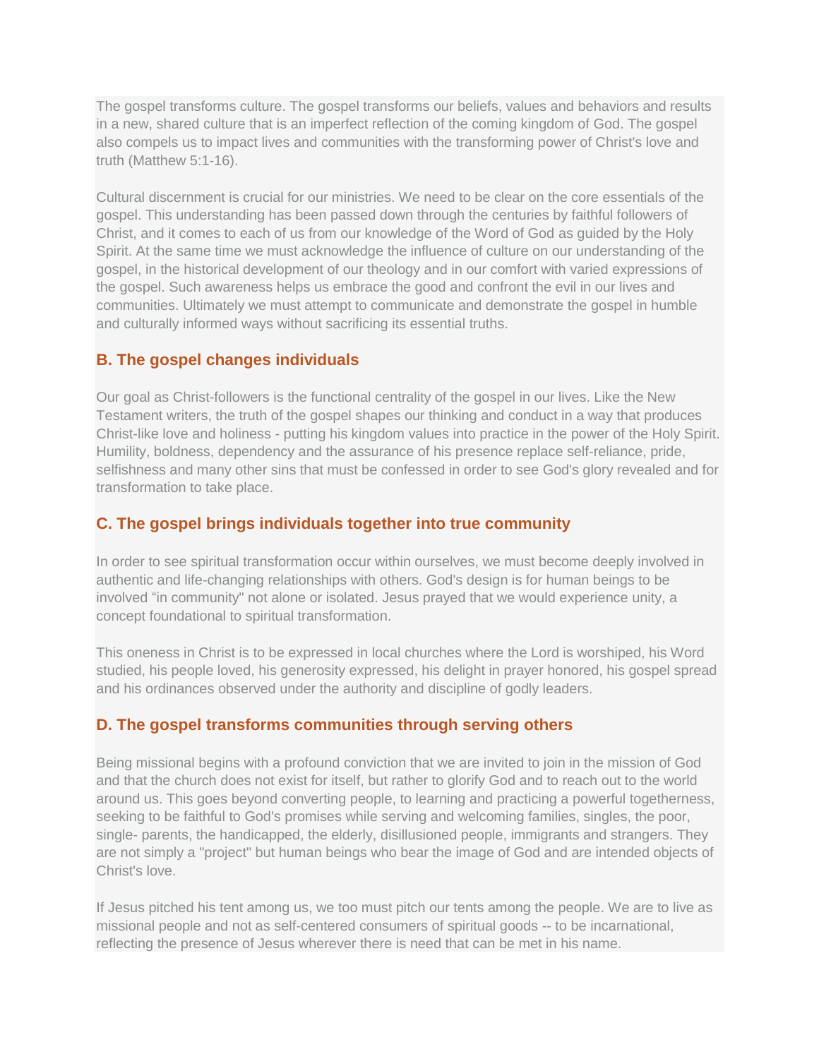The gospel transforms culture. The gospel transforms our beliefs, values and behaviors and results in a new, shared culture that is an imperfect reflection of the coming kingdom of God. The gospel also compels us to impact lives and communities with the transforming power of Christ's love and truth (Matthew 5:1-16).

Cultural discernment is crucial for our ministries. We need to be clear on the core essentials of the gospel. This understanding has been passed down through the centuries by faithful followers of Christ, and it comes to each of us from our knowledge of the Word of God as guided by the Holy Spirit. At the same time we must acknowledge the influence of culture on our understanding of the gospel, in the historical development of our theology and in our comfort with varied expressions of the gospel. Such awareness helps us embrace the good and confront the evil in our lives and communities. Ultimately we must attempt to communicate and demonstrate the gospel in humble and culturally informed ways without sacrificing its essential truths.

### B. The gospel changes individuals

Our goal as Christ-followers is the functional centrality of the gospel in our lives. Like the New Testament writers, the truth of the gospel shapes our thinking and conduct in a way that produces Christ-like love and holiness - putting his kingdom values into practice in the power of the Holy Spirit. Humility, boldness, dependency and the assurance of his presence replace self-reliance, pride, selfishness and many other sins that must be confessed in order to see God's glory revealed and for transformation to take place.

### C. The gospel brings individuals together into true community

In order to see spiritual transformation occur within ourselves, we must become deeply involved in authentic and life-changing relationships with others. God's design is for human beings to be involved “in community" not alone or isolated. Jesus prayed that we would experience unity, a concept foundational to spiritual transformation.

This oneness in Christ is to be expressed in local churches where the Lord is worshiped, his Word studied, his people loved, his generosity expressed, his delight in prayer honored, his gospel spread and his ordinances observed under the authority and discipline of godly leaders.

### D. The gospel transforms communities through serving others

Being missional begins with a profound conviction that we are invited to join in the mission of God and that the church does not exist for itself, but rather to glorify God and to reach out to the world around us. This goes beyond converting people, to learning and practicing a powerful togetherness, seeking to be faithful to God's promises while serving and welcoming families, singles, the poor, single- parents, the handicapped, the elderly, disillusioned people, immigrants and strangers. They are not simply a "project" but human beings who bear the image of God and are intended objects of Christ's love.

If Jesus pitched his tent among us, we too must pitch our tents among the people. We are to live as missional people and not as self-centered consumers of spiritual goods -- to be incarnational, reflecting the presence of Jesus wherever there is need that can be met in his name.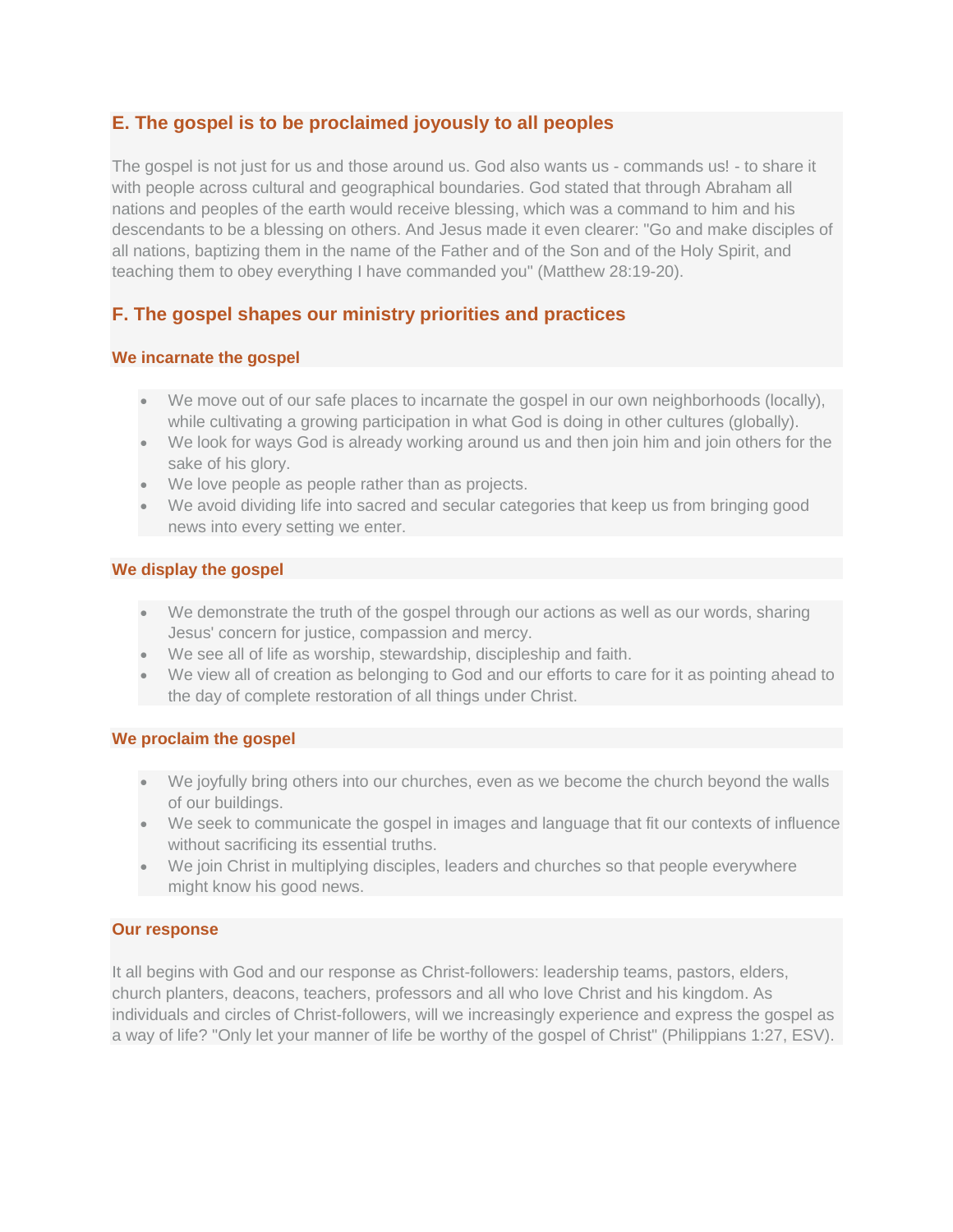## E. The gospel is to be proclaimed joyously to all peoples

The gospel is not just for us and those around us. God also wants us - commands us! - to share it with people across cultural and geographical boundaries. God stated that through Abraham all nations and peoples of the earth would receive blessing, which was a command to him and his descendants to be a blessing on others. And Jesus made it even clearer: "Go and make disciples of all nations, baptizing them in the name of the Father and of the Son and of the Holy Spirit, and teaching them to obey everything I have commanded you" (Matthew 28:19-20).

## F. The gospel shapes our ministry priorities and practices

### We incarnate the gospel

- We move out of our safe places to incarnate the gospel in our own neighborhoods (locally), while cultivating a growing participation in what God is doing in other cultures (globally).
- We look for ways God is already working around us and then join him and join others for the sake of his glory.
- We love people as people rather than as projects.
- We avoid dividing life into sacred and secular categories that keep us from bringing good news into every setting we enter.

### We display the gospel

- We demonstrate the truth of the gospel through our actions as well as our words, sharing Jesus' concern for justice, compassion and mercy.
- We see all of life as worship, stewardship, discipleship and faith.
- We view all of creation as belonging to God and our efforts to care for it as pointing ahead to the day of complete restoration of all things under Christ.

### We proclaim the gospel

- We joyfully bring others into our churches, even as we become the church beyond the walls of our buildings.
- We seek to communicate the gospel in images and language that fit our contexts of influence without sacrificing its essential truths.
- We join Christ in multiplying disciples, leaders and churches so that people everywhere might know his good news.

### Our response

It all begins with God and our response as Christ-followers: leadership teams, pastors, elders, church planters, deacons, teachers, professors and all who love Christ and his kingdom. As individuals and circles of Christ-followers, will we increasingly experience and express the gospel as a way of life? "Only let your manner of life be worthy of the gospel of Christ" (Philippians 1:27, ESV).